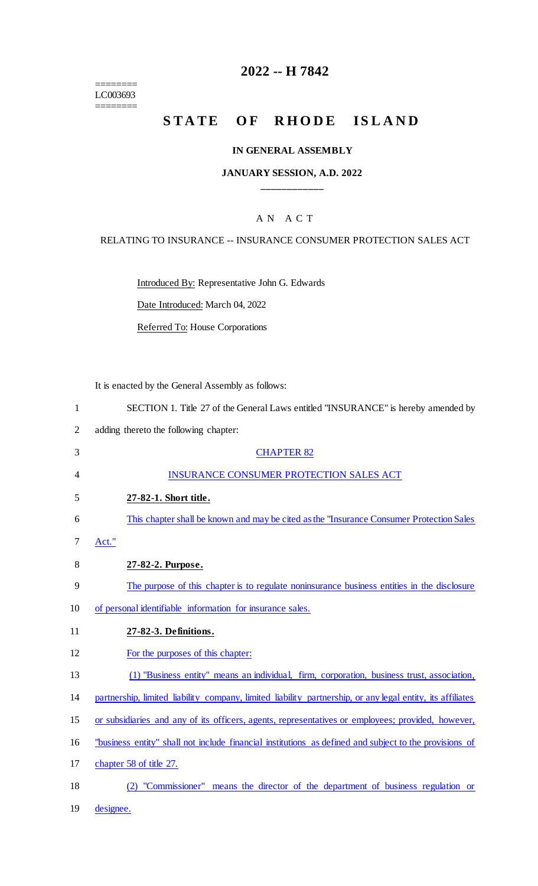========
LC003693
========

# 2022 -- H 7842

# STATE OF RHODE ISLAND

**IN GENERAL ASSEMBLY**

**JANUARY SESSION, A.D. 2022**

____________

A N A C T

RELATING TO INSURANCE -- INSURANCE CONSUMER PROTECTION SALES ACT

Introduced By: Representative John G. Edwards

Date Introduced: March 04, 2022

Referred To: House Corporations

It is enacted by the General Assembly as follows:

SECTION 1. Title 27 of the General Laws entitled "INSURANCE" is hereby amended by adding thereto the following chapter:

CHAPTER 82

INSURANCE CONSUMER PROTECTION SALES ACT

**27-82-1. Short title.**

This chapter shall be known and may be cited as the "Insurance Consumer Protection Sales Act."

**27-82-2. Purpose.**

The purpose of this chapter is to regulate noninsurance business entities in the disclosure of personal identifiable information for insurance sales.

**27-82-3. Definitions.**

For the purposes of this chapter:

(1) "Business entity" means an individual, firm, corporation, business trust, association, partnership, limited liability company, limited liability partnership, or any legal entity, its affiliates or subsidiaries and any of its officers, agents, representatives or employees; provided, however, "business entity" shall not include financial institutions as defined and subject to the provisions of chapter 58 of title 27.

(2) "Commissioner" means the director of the department of business regulation or designee.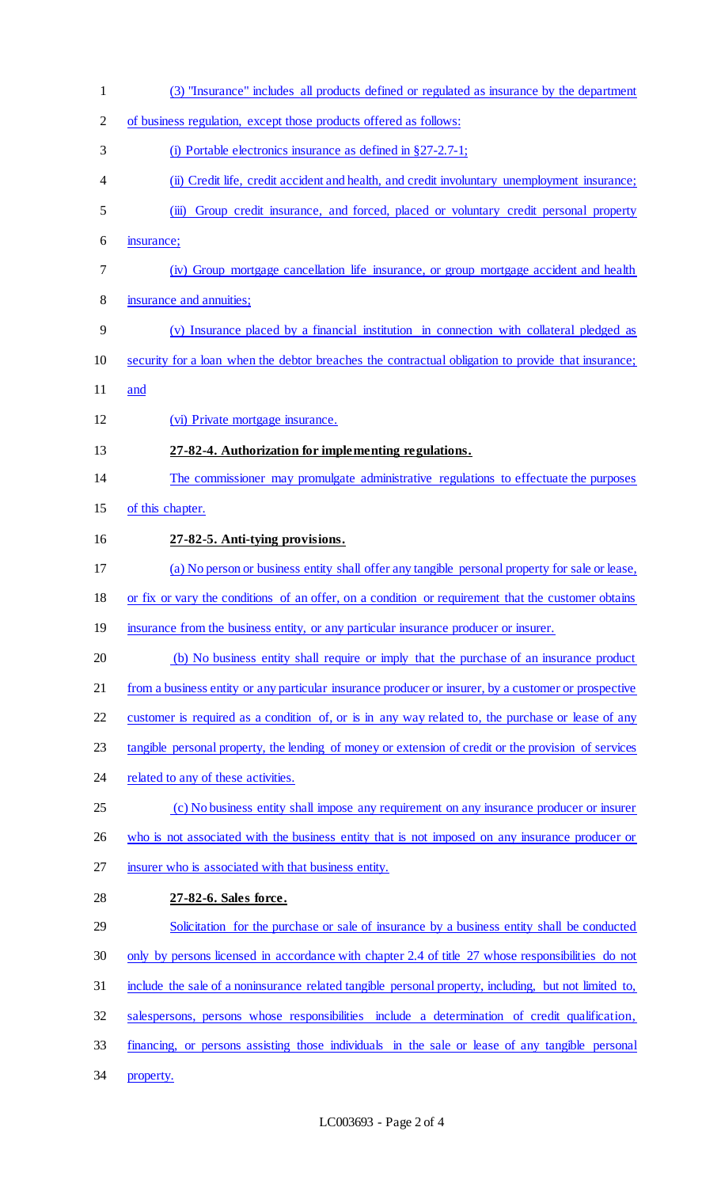(3) "Insurance" includes all products defined or regulated as insurance by the department of business regulation, except those products offered as follows:

(i) Portable electronics insurance as defined in §27-2.7-1;

(ii) Credit life, credit accident and health, and credit involuntary unemployment insurance;

(iii) Group credit insurance, and forced, placed or voluntary credit personal property insurance;

(iv) Group mortgage cancellation life insurance, or group mortgage accident and health insurance and annuities;

(v) Insurance placed by a financial institution in connection with collateral pledged as security for a loan when the debtor breaches the contractual obligation to provide that insurance; and

(vi) Private mortgage insurance.

**27-82-4. Authorization for implementing regulations.**

The commissioner may promulgate administrative regulations to effectuate the purposes of this chapter.

**27-82-5. Anti-tying provisions.**

(a) No person or business entity shall offer any tangible personal property for sale or lease, or fix or vary the conditions of an offer, on a condition or requirement that the customer obtains insurance from the business entity, or any particular insurance producer or insurer.

(b) No business entity shall require or imply that the purchase of an insurance product from a business entity or any particular insurance producer or insurer, by a customer or prospective customer is required as a condition of, or is in any way related to, the purchase or lease of any tangible personal property, the lending of money or extension of credit or the provision of services related to any of these activities.

(c) No business entity shall impose any requirement on any insurance producer or insurer who is not associated with the business entity that is not imposed on any insurance producer or insurer who is associated with that business entity.

**27-82-6. Sales force.**

Solicitation for the purchase or sale of insurance by a business entity shall be conducted only by persons licensed in accordance with chapter 2.4 of title 27 whose responsibilities do not include the sale of a noninsurance related tangible personal property, including, but not limited to, salespersons, persons whose responsibilities include a determination of credit qualification, financing, or persons assisting those individuals in the sale or lease of any tangible personal property.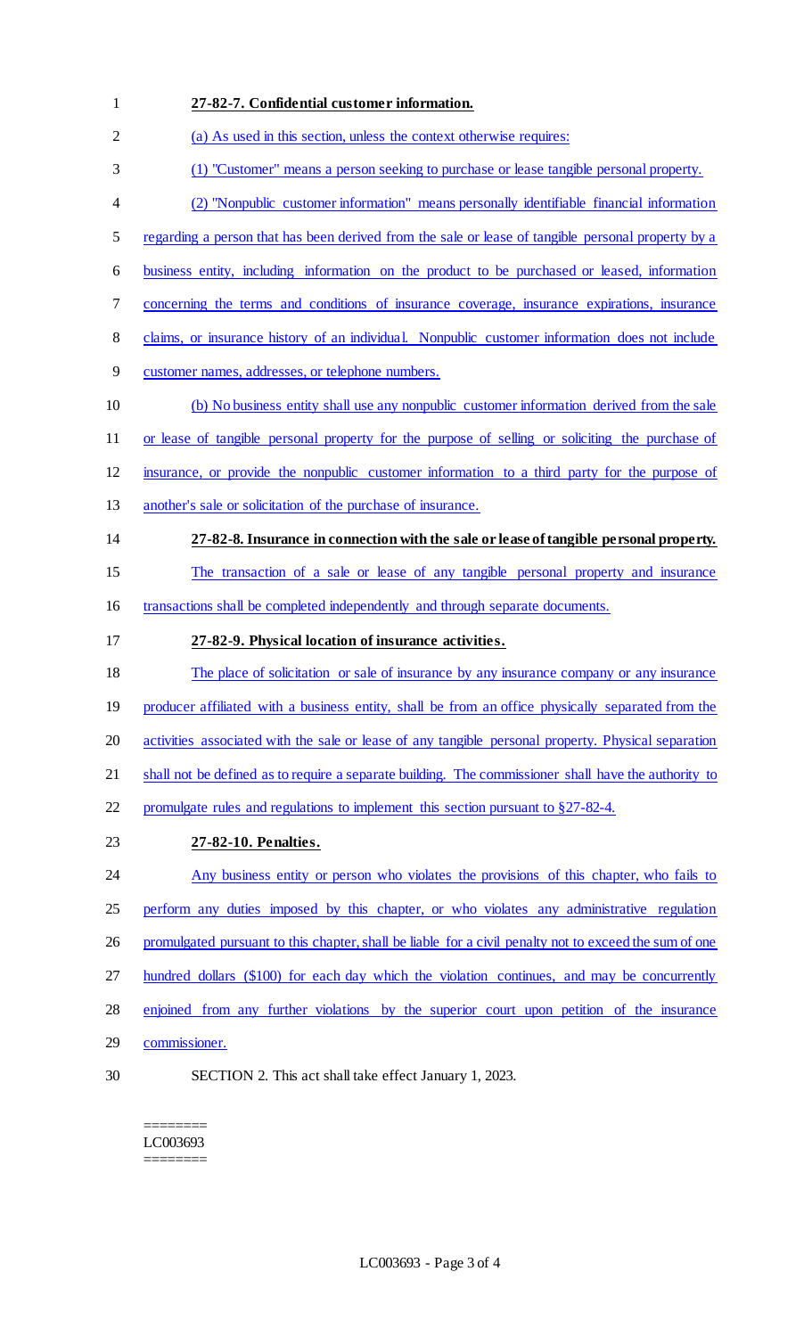**27-82-7. Confidential customer information.**

(a) As used in this section, unless the context otherwise requires:

(1) "Customer" means a person seeking to purchase or lease tangible personal property.

(2) "Nonpublic customer information" means personally identifiable financial information regarding a person that has been derived from the sale or lease of tangible personal property by a business entity, including information on the product to be purchased or leased, information concerning the terms and conditions of insurance coverage, insurance expirations, insurance claims, or insurance history of an individual. Nonpublic customer information does not include customer names, addresses, or telephone numbers.

(b) No business entity shall use any nonpublic customer information derived from the sale or lease of tangible personal property for the purpose of selling or soliciting the purchase of insurance, or provide the nonpublic customer information to a third party for the purpose of another's sale or solicitation of the purchase of insurance.

**27-82-8. Insurance in connection with the sale or lease of tangible personal property.**

The transaction of a sale or lease of any tangible personal property and insurance transactions shall be completed independently and through separate documents.

**27-82-9. Physical location of insurance activities.**

The place of solicitation or sale of insurance by any insurance company or any insurance producer affiliated with a business entity, shall be from an office physically separated from the activities associated with the sale or lease of any tangible personal property. Physical separation shall not be defined as to require a separate building. The commissioner shall have the authority to promulgate rules and regulations to implement this section pursuant to §27-82-4.

**27-82-10. Penalties.**

Any business entity or person who violates the provisions of this chapter, who fails to perform any duties imposed by this chapter, or who violates any administrative regulation promulgated pursuant to this chapter, shall be liable for a civil penalty not to exceed the sum of one hundred dollars ($100) for each day which the violation continues, and may be concurrently enjoined from any further violations by the superior court upon petition of the insurance commissioner.

SECTION 2. This act shall take effect January 1, 2023.

========
LC003693
========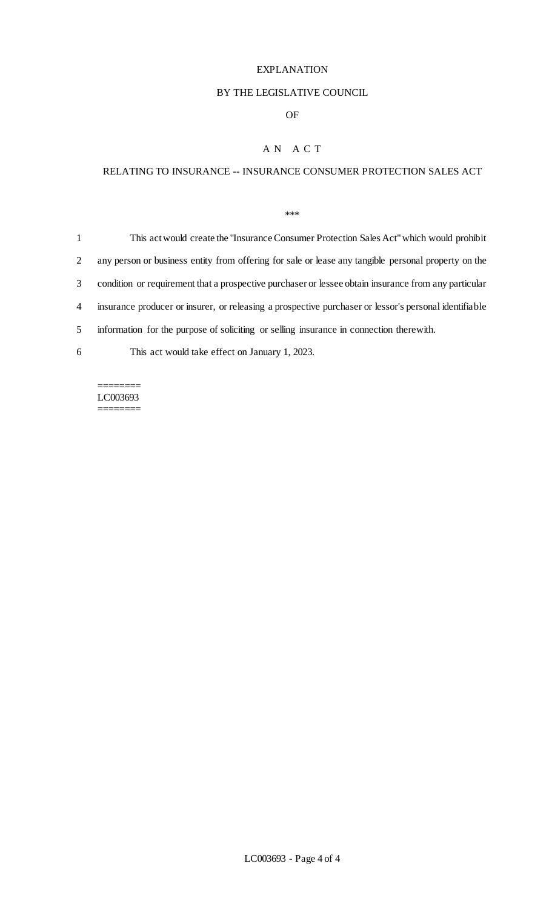EXPLANATION

BY THE LEGISLATIVE COUNCIL

OF

A N A C T

RELATING TO INSURANCE -- INSURANCE CONSUMER PROTECTION SALES ACT

***

1 This act would create the "Insurance Consumer Protection Sales Act" which would prohibit
2 any person or business entity from offering for sale or lease any tangible personal property on the
3 condition or requirement that a prospective purchaser or lessee obtain insurance from any particular
4 insurance producer or insurer, or releasing a prospective purchaser or lessor's personal identifiable
5 information for the purpose of soliciting or selling insurance in connection therewith.
6 This act would take effect on January 1, 2023.

========
LC003693
========